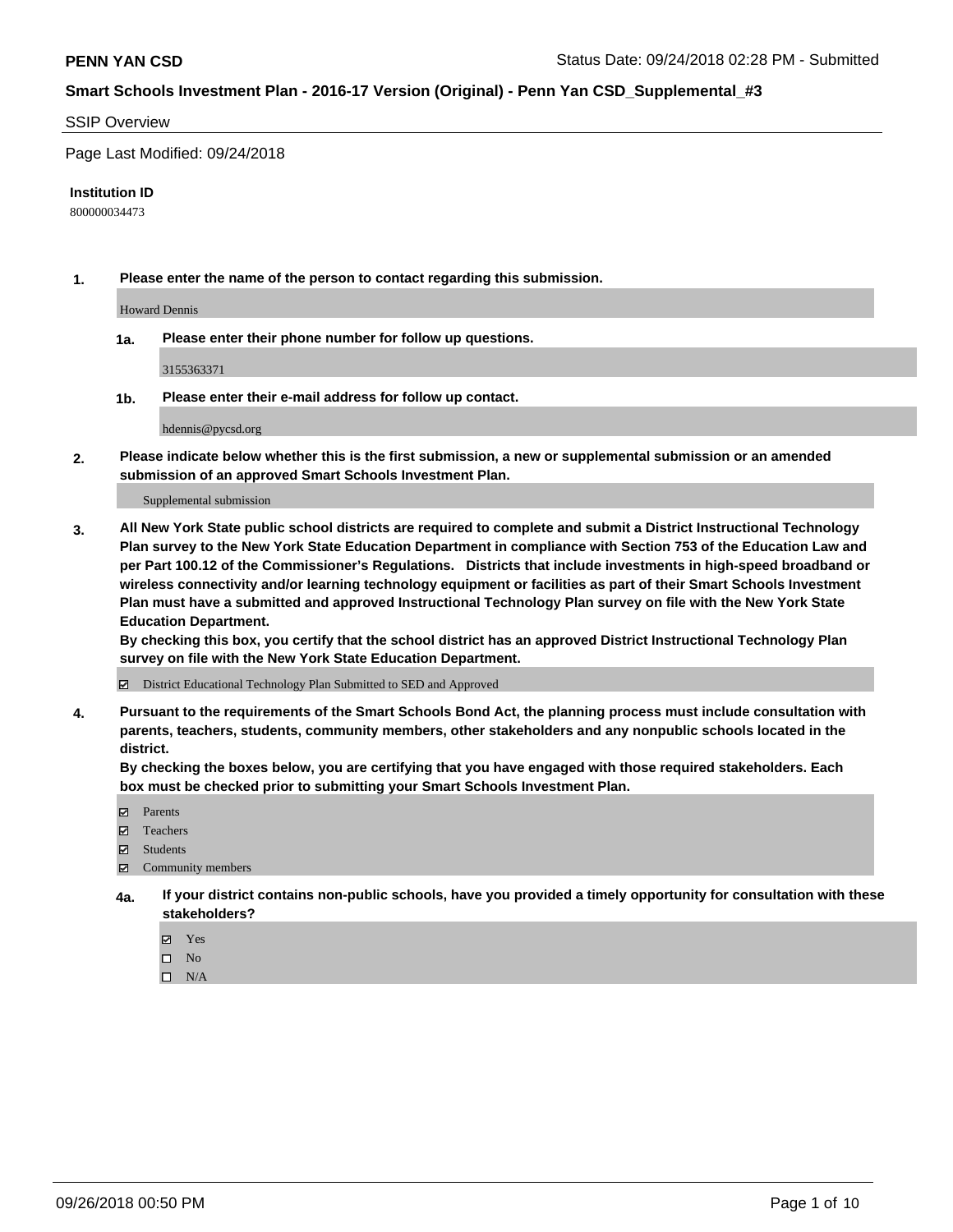**PENN YAN CSD** Status Date: 09/24/2018 02:28 PM - Submitted

**Smart Schools Investment Plan - 2016-17 Version (Original) - Penn Yan CSD_Supplemental_#3**

SSIP Overview

Page Last Modified: 09/24/2018

**Institution ID**

800000034473

**1. Please enter the name of the person to contact regarding this submission.**

Howard Dennis

**1a. Please enter their phone number for follow up questions.**

3155363371

**1b. Please enter their e-mail address for follow up contact.**

hdennis@pycsd.org

**2. Please indicate below whether this is the first submission, a new or supplemental submission or an amended submission of an approved Smart Schools Investment Plan.**

Supplemental submission

**3. All New York State public school districts are required to complete and submit a District Instructional Technology Plan survey to the New York State Education Department in compliance with Section 753 of the Education Law and per Part 100.12 of the Commissioner's Regulations. Districts that include investments in high-speed broadband or wireless connectivity and/or learning technology equipment or facilities as part of their Smart Schools Investment Plan must have a submitted and approved Instructional Technology Plan survey on file with the New York State Education Department.**
**By checking this box, you certify that the school district has an approved District Instructional Technology Plan survey on file with the New York State Education Department.**

☑ District Educational Technology Plan Submitted to SED and Approved

**4. Pursuant to the requirements of the Smart Schools Bond Act, the planning process must include consultation with parents, teachers, students, community members, other stakeholders and any nonpublic schools located in the district.**
**By checking the boxes below, you are certifying that you have engaged with those required stakeholders. Each box must be checked prior to submitting your Smart Schools Investment Plan.**

☑ Parents
☑ Teachers
☑ Students
☑ Community members

**4a. If your district contains non-public schools, have you provided a timely opportunity for consultation with these stakeholders?**

☑ Yes
☐ No
☐ N/A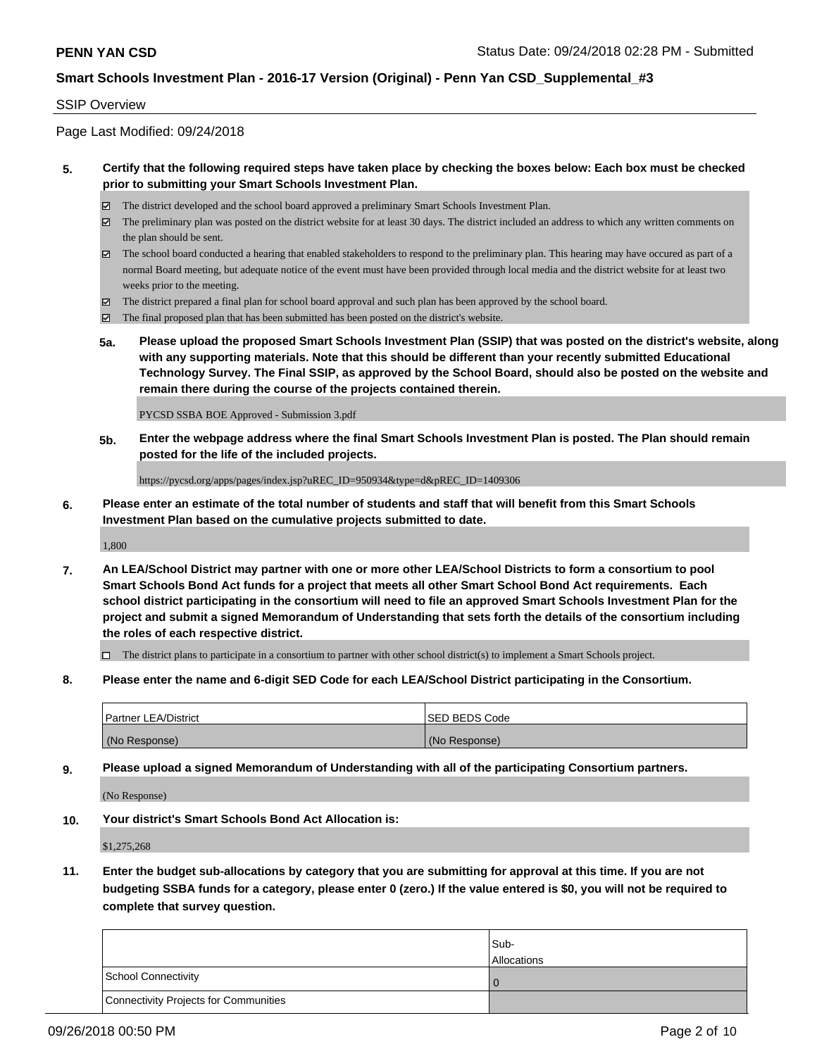SSIP Overview

Page Last Modified: 09/24/2018

**5. Certify that the following required steps have taken place by checking the boxes below: Each box must be checked prior to submitting your Smart Schools Investment Plan.**

- ☑ The district developed and the school board approved a preliminary Smart Schools Investment Plan.
- ☑ The preliminary plan was posted on the district website for at least 30 days. The district included an address to which any written comments on the plan should be sent.
- ☑ The school board conducted a hearing that enabled stakeholders to respond to the preliminary plan. This hearing may have occured as part of a normal Board meeting, but adequate notice of the event must have been provided through local media and the district website for at least two weeks prior to the meeting.
- ☑ The district prepared a final plan for school board approval and such plan has been approved by the school board.
- ☑ The final proposed plan that has been submitted has been posted on the district's website.

**5a. Please upload the proposed Smart Schools Investment Plan (SSIP) that was posted on the district's website, along with any supporting materials. Note that this should be different than your recently submitted Educational Technology Survey. The Final SSIP, as approved by the School Board, should also be posted on the website and remain there during the course of the projects contained therein.**

PYCSD SSBA BOE Approved - Submission 3.pdf

**5b. Enter the webpage address where the final Smart Schools Investment Plan is posted. The Plan should remain posted for the life of the included projects.**

https://pycsd.org/apps/pages/index.jsp?uREC_ID=950934&type=d&pREC_ID=1409306

**6. Please enter an estimate of the total number of students and staff that will benefit from this Smart Schools Investment Plan based on the cumulative projects submitted to date.**

1,800

**7. An LEA/School District may partner with one or more other LEA/School Districts to form a consortium to pool Smart Schools Bond Act funds for a project that meets all other Smart School Bond Act requirements. Each school district participating in the consortium will need to file an approved Smart Schools Investment Plan for the project and submit a signed Memorandum of Understanding that sets forth the details of the consortium including the roles of each respective district.**

- ☐ The district plans to participate in a consortium to partner with other school district(s) to implement a Smart Schools project.

**8. Please enter the name and 6-digit SED Code for each LEA/School District participating in the Consortium.**

| Partner LEA/District | SED BEDS Code |
|---|---|
| (No Response) | (No Response) |

**9. Please upload a signed Memorandum of Understanding with all of the participating Consortium partners.**

(No Response)

**10. Your district's Smart Schools Bond Act Allocation is:**

$1,275,268

**11. Enter the budget sub-allocations by category that you are submitting for approval at this time. If you are not budgeting SSBA funds for a category, please enter 0 (zero.) If the value entered is $0, you will not be required to complete that survey question.**

| | Sub-Allocations |
|---|---|
| School Connectivity | 0 |
| Connectivity Projects for Communities | |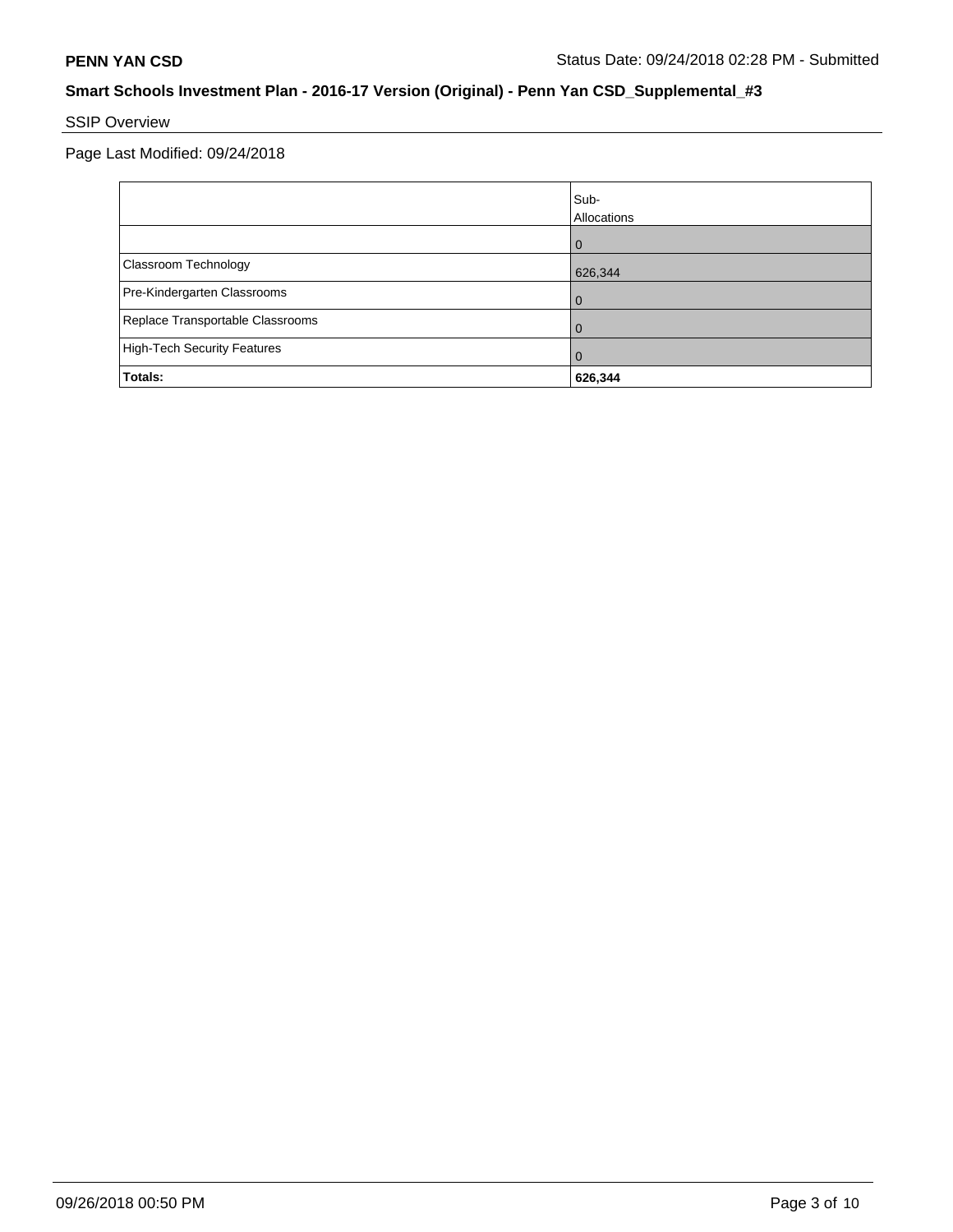## Smart Schools Investment Plan - 2016-17 Version (Original) - Penn Yan CSD_Supplemental_#3

SSIP Overview

Page Last Modified: 09/24/2018

| | Sub-Allocations |
|---|---|
| | 0 |
| Classroom Technology | 626,344 |
| Pre-Kindergarten Classrooms | 0 |
| Replace Transportable Classrooms | 0 |
| High-Tech Security Features | 0 |
| **Totals:** | **626,344** |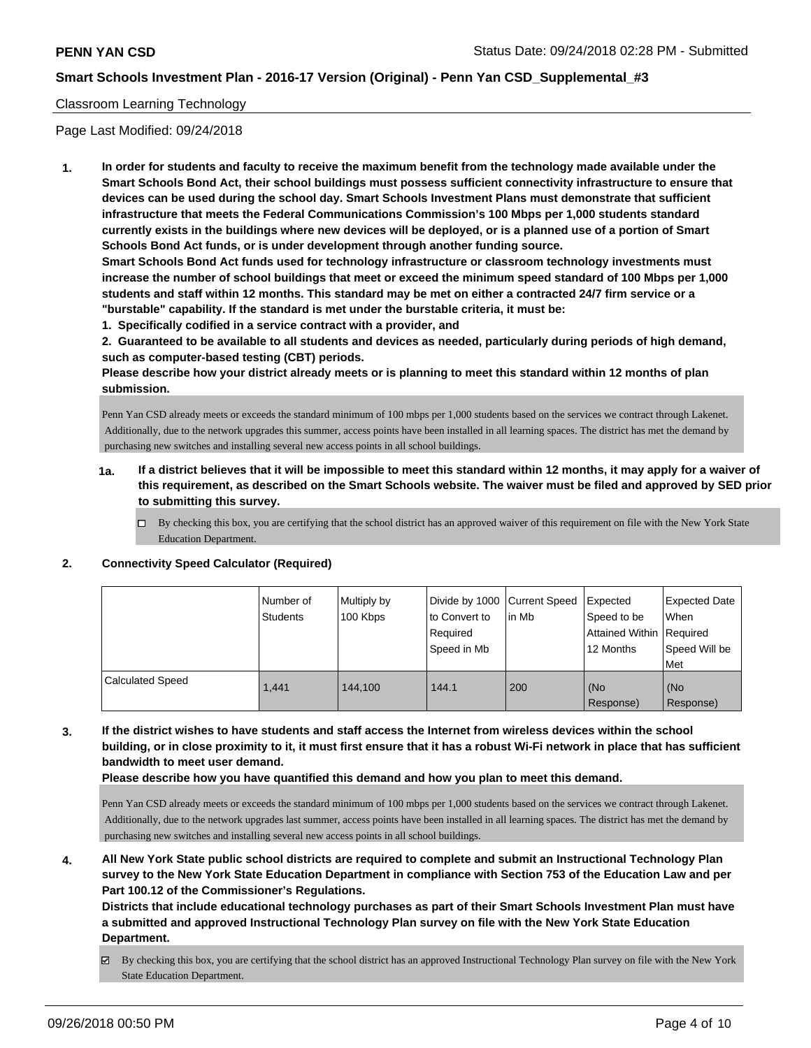## Classroom Learning Technology

Page Last Modified: 09/24/2018

**1. In order for students and faculty to receive the maximum benefit from the technology made available under the Smart Schools Bond Act, their school buildings must possess sufficient connectivity infrastructure to ensure that devices can be used during the school day. Smart Schools Investment Plans must demonstrate that sufficient infrastructure that meets the Federal Communications Commission's 100 Mbps per 1,000 students standard currently exists in the buildings where new devices will be deployed, or is a planned use of a portion of Smart Schools Bond Act funds, or is under development through another funding source.**

**Smart Schools Bond Act funds used for technology infrastructure or classroom technology investments must increase the number of school buildings that meet or exceed the minimum speed standard of 100 Mbps per 1,000 students and staff within 12 months. This standard may be met on either a contracted 24/7 firm service or a "burstable" capability. If the standard is met under the burstable criteria, it must be:**

**1. Specifically codified in a service contract with a provider, and**

**2. Guaranteed to be available to all students and devices as needed, particularly during periods of high demand, such as computer-based testing (CBT) periods.**

**Please describe how your district already meets or is planning to meet this standard within 12 months of plan submission.**

Penn Yan CSD already meets or exceeds the standard minimum of 100 mbps per 1,000 students based on the services we contract through Lakenet. Additionally, due to the network upgrades this summer, access points have been installed in all learning spaces. The district has met the demand by purchasing new switches and installing several new access points in all school buildings.

**1a. If a district believes that it will be impossible to meet this standard within 12 months, it may apply for a waiver of this requirement, as described on the Smart Schools website. The waiver must be filed and approved by SED prior to submitting this survey.**

☐ By checking this box, you are certifying that the school district has an approved waiver of this requirement on file with the New York State Education Department.

**2. Connectivity Speed Calculator (Required)**

| | Number of Students | Multiply by 100 Kbps | Divide by 1000 to Convert to Required Speed in Mb | Current Speed in Mb | Expected Speed to be Attained Within 12 Months | Expected Date When Required Speed Will be Met |
|---|---|---|---|---|---|---|
| Calculated Speed | 1,441 | 144,100 | 144.1 | 200 | (No Response) | (No Response) |

**3. If the district wishes to have students and staff access the Internet from wireless devices within the school building, or in close proximity to it, it must first ensure that it has a robust Wi-Fi network in place that has sufficient bandwidth to meet user demand.**

**Please describe how you have quantified this demand and how you plan to meet this demand.**

Penn Yan CSD already meets or exceeds the standard minimum of 100 mbps per 1,000 students based on the services we contract through Lakenet. Additionally, due to the network upgrades last summer, access points have been installed in all learning spaces. The district has met the demand by purchasing new switches and installing several new access points in all school buildings.

**4. All New York State public school districts are required to complete and submit an Instructional Technology Plan survey to the New York State Education Department in compliance with Section 753 of the Education Law and per Part 100.12 of the Commissioner's Regulations.**

**Districts that include educational technology purchases as part of their Smart Schools Investment Plan must have a submitted and approved Instructional Technology Plan survey on file with the New York State Education Department.**

☑ By checking this box, you are certifying that the school district has an approved Instructional Technology Plan survey on file with the New York State Education Department.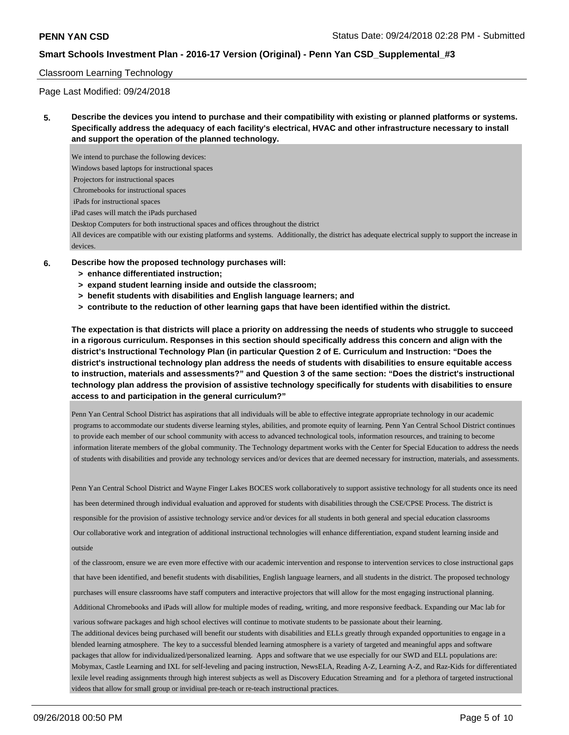Classroom Learning Technology

Page Last Modified: 09/24/2018

**5. Describe the devices you intend to purchase and their compatibility with existing or planned platforms or systems. Specifically address the adequacy of each facility's electrical, HVAC and other infrastructure necessary to install and support the operation of the planned technology.**

We intend to purchase the following devices:
Windows based laptops for instructional spaces
Projectors for instructional spaces
Chromebooks for instructional spaces
iPads for instructional spaces
iPad cases will match the iPads purchased
Desktop Computers for both instructional spaces and offices throughout the district
All devices are compatible with our existing platforms and systems. Additionally, the district has adequate electrical supply to support the increase in devices.

**6. Describe how the proposed technology purchases will:**
- **> enhance differentiated instruction;**
- **> expand student learning inside and outside the classroom;**
- **> benefit students with disabilities and English language learners; and**
- **> contribute to the reduction of other learning gaps that have been identified within the district.**

**The expectation is that districts will place a priority on addressing the needs of students who struggle to succeed in a rigorous curriculum. Responses in this section should specifically address this concern and align with the district's Instructional Technology Plan (in particular Question 2 of E. Curriculum and Instruction: "Does the district's instructional technology plan address the needs of students with disabilities to ensure equitable access to instruction, materials and assessments?" and Question 3 of the same section: "Does the district's instructional technology plan address the provision of assistive technology specifically for students with disabilities to ensure access to and participation in the general curriculum?"**

Penn Yan Central School District has aspirations that all individuals will be able to effective integrate appropriate technology in our academic programs to accommodate our students diverse learning styles, abilities, and promote equity of learning. Penn Yan Central School District continues to provide each member of our school community with access to advanced technological tools, information resources, and training to become information literate members of the global community. The Technology department works with the Center for Special Education to address the needs of students with disabilities and provide any technology services and/or devices that are deemed necessary for instruction, materials, and assessments.

Penn Yan Central School District and Wayne Finger Lakes BOCES work collaboratively to support assistive technology for all students once its need has been determined through individual evaluation and approved for students with disabilities through the CSE/CPSE Process. The district is responsible for the provision of assistive technology service and/or devices for all students in both general and special education classrooms
Our collaborative work and integration of additional instructional technologies will enhance differentiation, expand student learning inside and outside
of the classroom, ensure we are even more effective with our academic intervention and response to intervention services to close instructional gaps that have been identified, and benefit students with disabilities, English language learners, and all students in the district. The proposed technology purchases will ensure classrooms have staff computers and interactive projectors that will allow for the most engaging instructional planning. Additional Chromebooks and iPads will allow for multiple modes of reading, writing, and more responsive feedback. Expanding our Mac lab for various software packages and high school electives will continue to motivate students to be passionate about their learning.
The additional devices being purchased will benefit our students with disabilities and ELLs greatly through expanded opportunities to engage in a blended learning atmosphere. The key to a successful blended learning atmosphere is a variety of targeted and meaningful apps and software packages that allow for individualized/personalized learning. Apps and software that we use especially for our SWD and ELL populations are: Mobymax, Castle Learning and IXL for self-leveling and pacing instruction, NewsELA, Reading A-Z, Learning A-Z, and Raz-Kids for differentiated lexile level reading assignments through high interest subjects as well as Discovery Education Streaming and for a plethora of targeted instructional videos that allow for small group or invidiual pre-teach or re-teach instructional practices.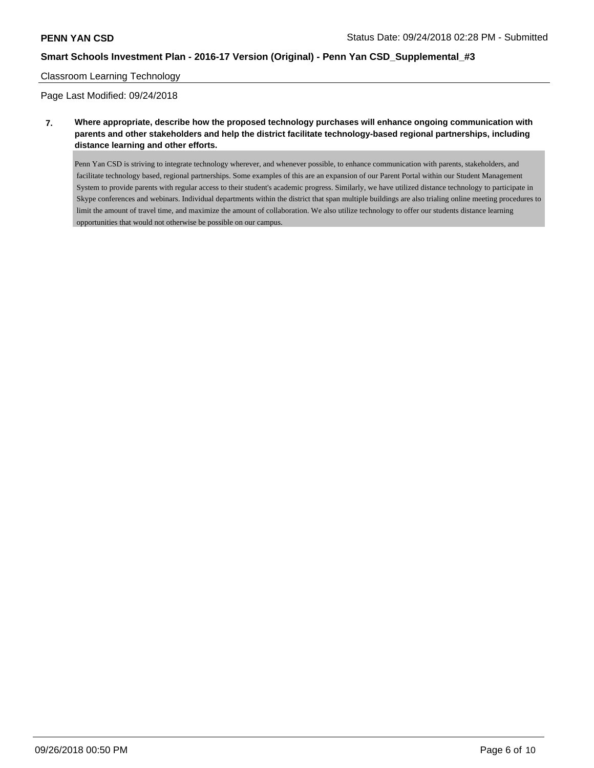Classroom Learning Technology

Page Last Modified: 09/24/2018

**7. Where appropriate, describe how the proposed technology purchases will enhance ongoing communication with parents and other stakeholders and help the district facilitate technology-based regional partnerships, including distance learning and other efforts.**

Penn Yan CSD is striving to integrate technology wherever, and whenever possible, to enhance communication with parents, stakeholders, and facilitate technology based, regional partnerships. Some examples of this are an expansion of our Parent Portal within our Student Management System to provide parents with regular access to their student's academic progress. Similarly, we have utilized distance technology to participate in Skype conferences and webinars. Individual departments within the district that span multiple buildings are also trialing online meeting procedures to limit the amount of travel time, and maximize the amount of collaboration. We also utilize technology to offer our students distance learning opportunities that would not otherwise be possible on our campus.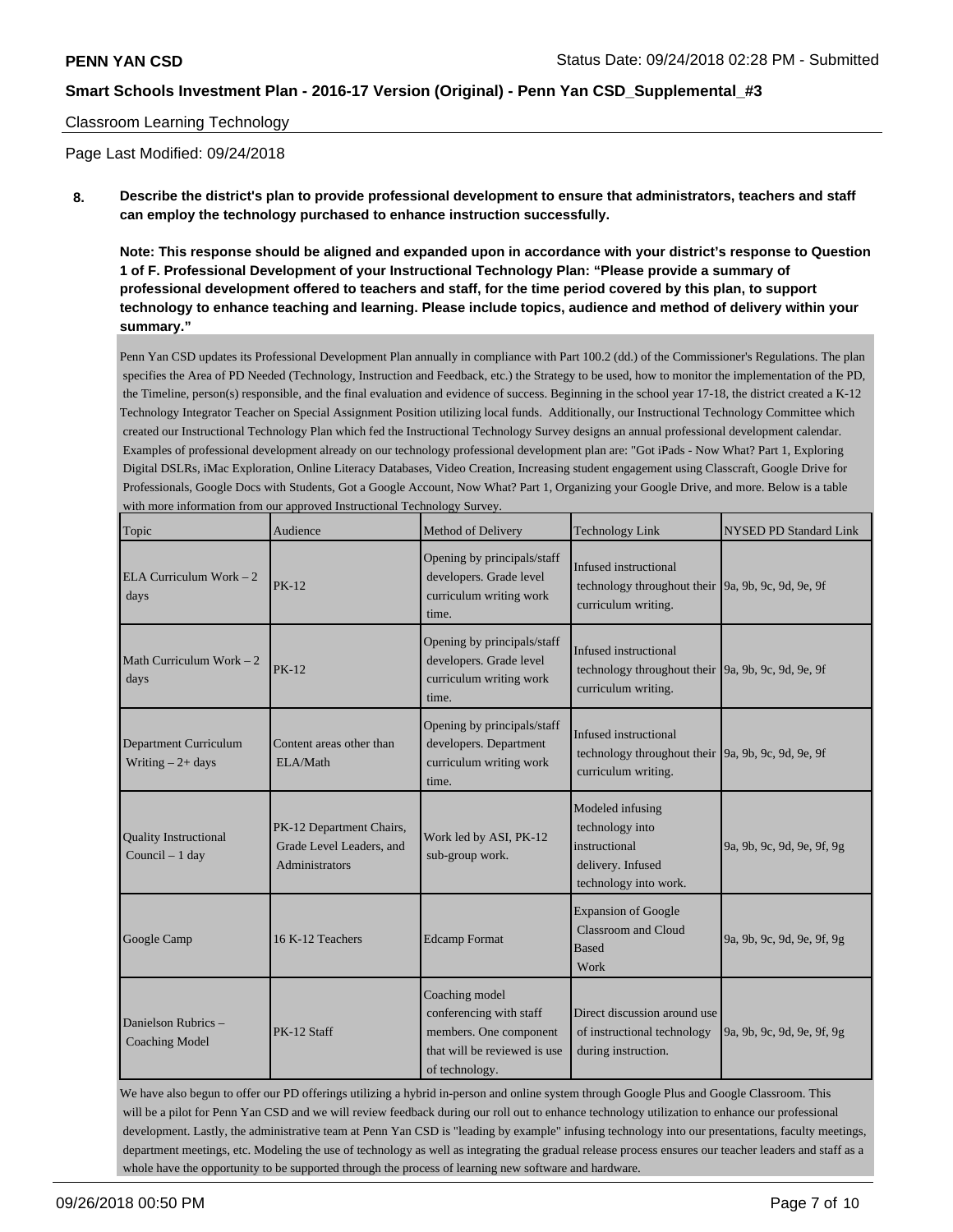Classroom Learning Technology

Page Last Modified: 09/24/2018

**8. Describe the district's plan to provide professional development to ensure that administrators, teachers and staff can employ the technology purchased to enhance instruction successfully.**

**Note: This response should be aligned and expanded upon in accordance with your district's response to Question 1 of F. Professional Development of your Instructional Technology Plan: "Please provide a summary of professional development offered to teachers and staff, for the time period covered by this plan, to support technology to enhance teaching and learning. Please include topics, audience and method of delivery within your summary."**

Penn Yan CSD updates its Professional Development Plan annually in compliance with Part 100.2 (dd.) of the Commissioner's Regulations. The plan specifies the Area of PD Needed (Technology, Instruction and Feedback, etc.) the Strategy to be used, how to monitor the implementation of the PD, the Timeline, person(s) responsible, and the final evaluation and evidence of success. Beginning in the school year 17-18, the district created a K-12 Technology Integrator Teacher on Special Assignment Position utilizing local funds. Additionally, our Instructional Technology Committee which created our Instructional Technology Plan which fed the Instructional Technology Survey designs an annual professional development calendar. Examples of professional development already on our technology professional development plan are: "Got iPads - Now What? Part 1, Exploring Digital DSLRs, iMac Exploration, Online Literacy Databases, Video Creation, Increasing student engagement using Classcraft, Google Drive for Professionals, Google Docs with Students, Got a Google Account, Now What? Part 1, Organizing your Google Drive, and more. Below is a table with more information from our approved Instructional Technology Survey.

| Topic | Audience | Method of Delivery | Technology Link | NYSED PD Standard Link |
|---|---|---|---|---|
| ELA Curriculum Work – 2 days | PK-12 | Opening by principals/staff developers. Grade level curriculum writing work time. | Infused instructional technology throughout their curriculum writing. | 9a, 9b, 9c, 9d, 9e, 9f |
| Math Curriculum Work – 2 days | PK-12 | Opening by principals/staff developers. Grade level curriculum writing work time. | Infused instructional technology throughout their curriculum writing. | 9a, 9b, 9c, 9d, 9e, 9f |
| Department Curriculum Writing – 2+ days | Content areas other than ELA/Math | Opening by principals/staff developers. Department curriculum writing work time. | Infused instructional technology throughout their curriculum writing. | 9a, 9b, 9c, 9d, 9e, 9f |
| Quality Instructional Council – 1 day | PK-12 Department Chairs, Grade Level Leaders, and Administrators | Work led by ASI, PK-12 sub-group work. | Modeled infusing technology into instructional delivery. Infused technology into work. | 9a, 9b, 9c, 9d, 9e, 9f, 9g |
| Google Camp | 16 K-12 Teachers | Edcamp Format | Expansion of Google Classroom and Cloud Based Work | 9a, 9b, 9c, 9d, 9e, 9f, 9g |
| Danielson Rubrics – Coaching Model | PK-12 Staff | Coaching model conferencing with staff members. One component that will be reviewed is use of technology. | Direct discussion around use of instructional technology during instruction. | 9a, 9b, 9c, 9d, 9e, 9f, 9g |

We have also begun to offer our PD offerings utilizing a hybrid in-person and online system through Google Plus and Google Classroom. This will be a pilot for Penn Yan CSD and we will review feedback during our roll out to enhance technology utilization to enhance our professional development. Lastly, the administrative team at Penn Yan CSD is "leading by example" infusing technology into our presentations, faculty meetings, department meetings, etc. Modeling the use of technology as well as integrating the gradual release process ensures our teacher leaders and staff as a whole have the opportunity to be supported through the process of learning new software and hardware.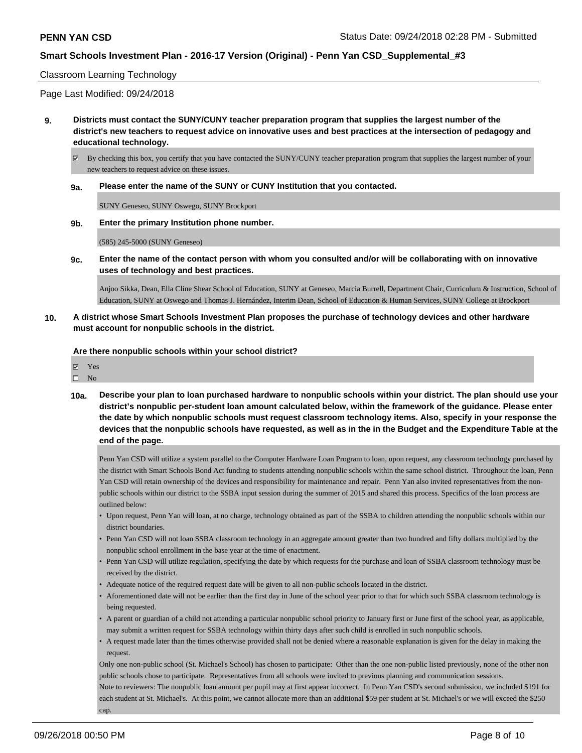Classroom Learning Technology

Page Last Modified: 09/24/2018

**9. Districts must contact the SUNY/CUNY teacher preparation program that supplies the largest number of the district's new teachers to request advice on innovative uses and best practices at the intersection of pedagogy and educational technology.**

☑ By checking this box, you certify that you have contacted the SUNY/CUNY teacher preparation program that supplies the largest number of your new teachers to request advice on these issues.

**9a. Please enter the name of the SUNY or CUNY Institution that you contacted.**

SUNY Geneseo, SUNY Oswego, SUNY Brockport

**9b. Enter the primary Institution phone number.**

(585) 245-5000 (SUNY Geneseo)

**9c. Enter the name of the contact person with whom you consulted and/or will be collaborating with on innovative uses of technology and best practices.**

Anjoo Sikka, Dean, Ella Cline Shear School of Education, SUNY at Geneseo, Marcia Burrell, Department Chair, Curriculum & Instruction, School of Education, SUNY at Oswego and Thomas J. Hernández, Interim Dean, School of Education & Human Services, SUNY College at Brockport

**10. A district whose Smart Schools Investment Plan proposes the purchase of technology devices and other hardware must account for nonpublic schools in the district.**

**Are there nonpublic schools within your school district?**

☑ Yes

☐ No

**10a. Describe your plan to loan purchased hardware to nonpublic schools within your district. The plan should use your district's nonpublic per-student loan amount calculated below, within the framework of the guidance. Please enter the date by which nonpublic schools must request classroom technology items. Also, specify in your response the devices that the nonpublic schools have requested, as well as in the in the Budget and the Expenditure Table at the end of the page.**

Penn Yan CSD will utilize a system parallel to the Computer Hardware Loan Program to loan, upon request, any classroom technology purchased by the district with Smart Schools Bond Act funding to students attending nonpublic schools within the same school district. Throughout the loan, Penn Yan CSD will retain ownership of the devices and responsibility for maintenance and repair. Penn Yan also invited representatives from the non-public schools within our district to the SSBA input session during the summer of 2015 and shared this process. Specifics of the loan process are outlined below:

- Upon request, Penn Yan will loan, at no charge, technology obtained as part of the SSBA to children attending the nonpublic schools within our district boundaries.
- Penn Yan CSD will not loan SSBA classroom technology in an aggregate amount greater than two hundred and fifty dollars multiplied by the nonpublic school enrollment in the base year at the time of enactment.
- Penn Yan CSD will utilize regulation, specifying the date by which requests for the purchase and loan of SSBA classroom technology must be received by the district.
- Adequate notice of the required request date will be given to all non-public schools located in the district.
- Aforementioned date will not be earlier than the first day in June of the school year prior to that for which such SSBA classroom technology is being requested.
- A parent or guardian of a child not attending a particular nonpublic school priority to January first or June first of the school year, as applicable, may submit a written request for SSBA technology within thirty days after such child is enrolled in such nonpublic schools.
- A request made later than the times otherwise provided shall not be denied where a reasonable explanation is given for the delay in making the request.

Only one non-public school (St. Michael's School) has chosen to participate: Other than the one non-public listed previously, none of the other non public schools chose to participate. Representatives from all schools were invited to previous planning and communication sessions.

Note to reviewers: The nonpublic loan amount per pupil may at first appear incorrect. In Penn Yan CSD's second submission, we included $191 for each student at St. Michael's. At this point, we cannot allocate more than an additional $59 per student at St. Michael's or we will exceed the $250 cap.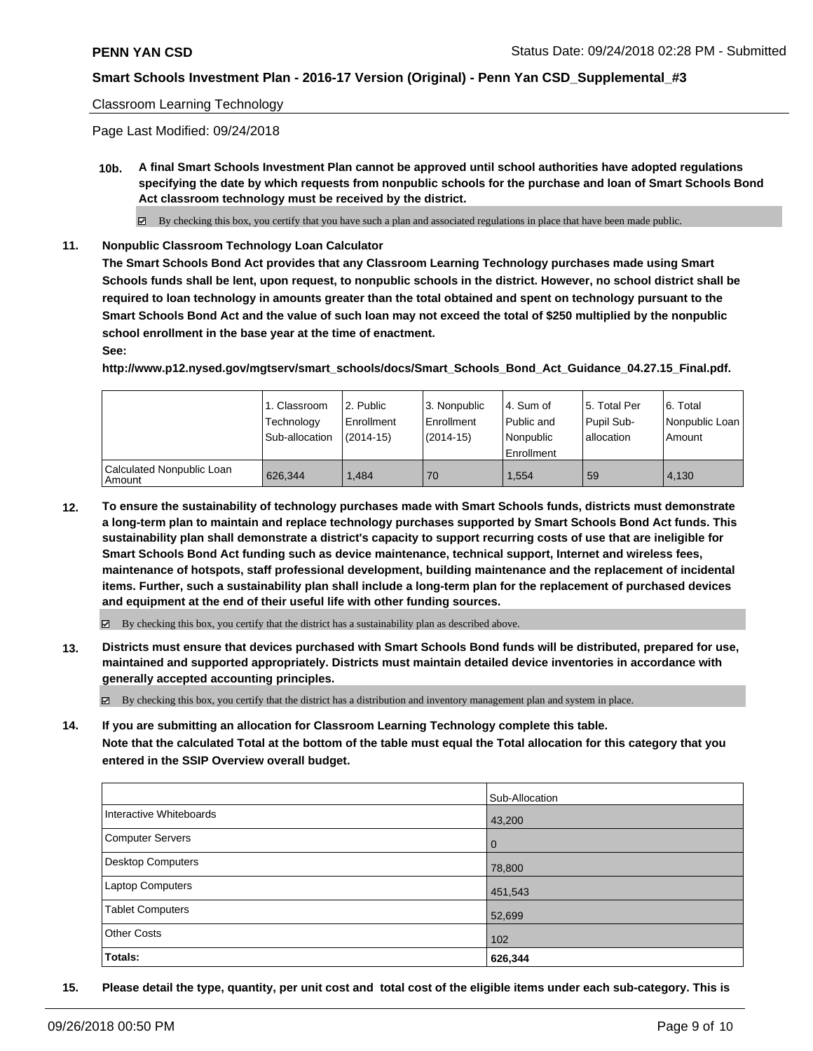Classroom Learning Technology

Page Last Modified: 09/24/2018

**10b. A final Smart Schools Investment Plan cannot be approved until school authorities have adopted regulations specifying the date by which requests from nonpublic schools for the purchase and loan of Smart Schools Bond Act classroom technology must be received by the district.**

☑ By checking this box, you certify that you have such a plan and associated regulations in place that have been made public.

**11. Nonpublic Classroom Technology Loan Calculator**

**The Smart Schools Bond Act provides that any Classroom Learning Technology purchases made using Smart Schools funds shall be lent, upon request, to nonpublic schools in the district. However, no school district shall be required to loan technology in amounts greater than the total obtained and spent on technology pursuant to the Smart Schools Bond Act and the value of such loan may not exceed the total of $250 multiplied by the nonpublic school enrollment in the base year at the time of enactment.**

**See:**

**http://www.p12.nysed.gov/mgtserv/smart_schools/docs/Smart_Schools_Bond_Act_Guidance_04.27.15_Final.pdf.**

| | 1. Classroom Technology Sub-allocation | 2. Public Enrollment (2014-15) | 3. Nonpublic Enrollment (2014-15) | 4. Sum of Public and Nonpublic Enrollment | 5. Total Per Pupil Sub-allocation | 6. Total Nonpublic Loan Amount |
|---|---|---|---|---|---|---|
| Calculated Nonpublic Loan Amount | 626,344 | 1,484 | 70 | 1,554 | 59 | 4,130 |

**12. To ensure the sustainability of technology purchases made with Smart Schools funds, districts must demonstrate a long-term plan to maintain and replace technology purchases supported by Smart Schools Bond Act funds. This sustainability plan shall demonstrate a district's capacity to support recurring costs of use that are ineligible for Smart Schools Bond Act funding such as device maintenance, technical support, Internet and wireless fees, maintenance of hotspots, staff professional development, building maintenance and the replacement of incidental items. Further, such a sustainability plan shall include a long-term plan for the replacement of purchased devices and equipment at the end of their useful life with other funding sources.**

☑ By checking this box, you certify that the district has a sustainability plan as described above.

**13. Districts must ensure that devices purchased with Smart Schools Bond funds will be distributed, prepared for use, maintained and supported appropriately. Districts must maintain detailed device inventories in accordance with generally accepted accounting principles.**

☑ By checking this box, you certify that the district has a distribution and inventory management plan and system in place.

**14. If you are submitting an allocation for Classroom Learning Technology complete this table. Note that the calculated Total at the bottom of the table must equal the Total allocation for this category that you entered in the SSIP Overview overall budget.**

| | Sub-Allocation |
|---|---|
| Interactive Whiteboards | 43,200 |
| Computer Servers | 0 |
| Desktop Computers | 78,800 |
| Laptop Computers | 451,543 |
| Tablet Computers | 52,699 |
| Other Costs | 102 |
| **Totals:** | **626,344** |

**15. Please detail the type, quantity, per unit cost and total cost of the eligible items under each sub-category. This is**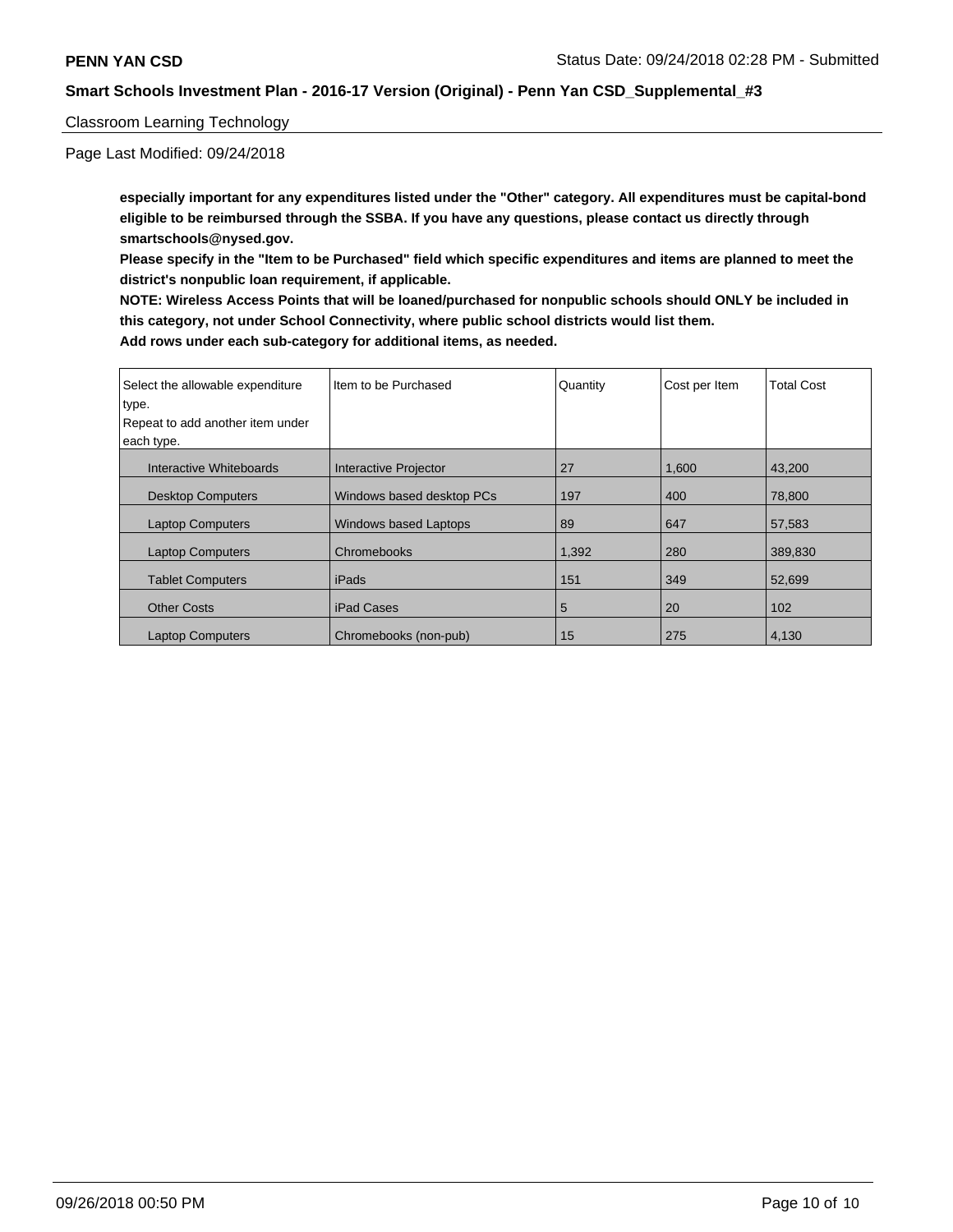Classroom Learning Technology

Page Last Modified: 09/24/2018

**especially important for any expenditures listed under the "Other" category. All expenditures must be capital-bond eligible to be reimbursed through the SSBA. If you have any questions, please contact us directly through smartschools@nysed.gov.**

**Please specify in the "Item to be Purchased" field which specific expenditures and items are planned to meet the district's nonpublic loan requirement, if applicable.**

**NOTE: Wireless Access Points that will be loaned/purchased for nonpublic schools should ONLY be included in this category, not under School Connectivity, where public school districts would list them.**

**Add rows under each sub-category for additional items, as needed.**

| Select the allowable expenditure type. Repeat to add another item under each type. | Item to be Purchased | Quantity | Cost per Item | Total Cost |
|---|---|---|---|---|
| Interactive Whiteboards | Interactive Projector | 27 | 1,600 | 43,200 |
| Desktop Computers | Windows based desktop PCs | 197 | 400 | 78,800 |
| Laptop Computers | Windows based Laptops | 89 | 647 | 57,583 |
| Laptop Computers | Chromebooks | 1,392 | 280 | 389,830 |
| Tablet Computers | iPads | 151 | 349 | 52,699 |
| Other Costs | iPad Cases | 5 | 20 | 102 |
| Laptop Computers | Chromebooks (non-pub) | 15 | 275 | 4,130 |